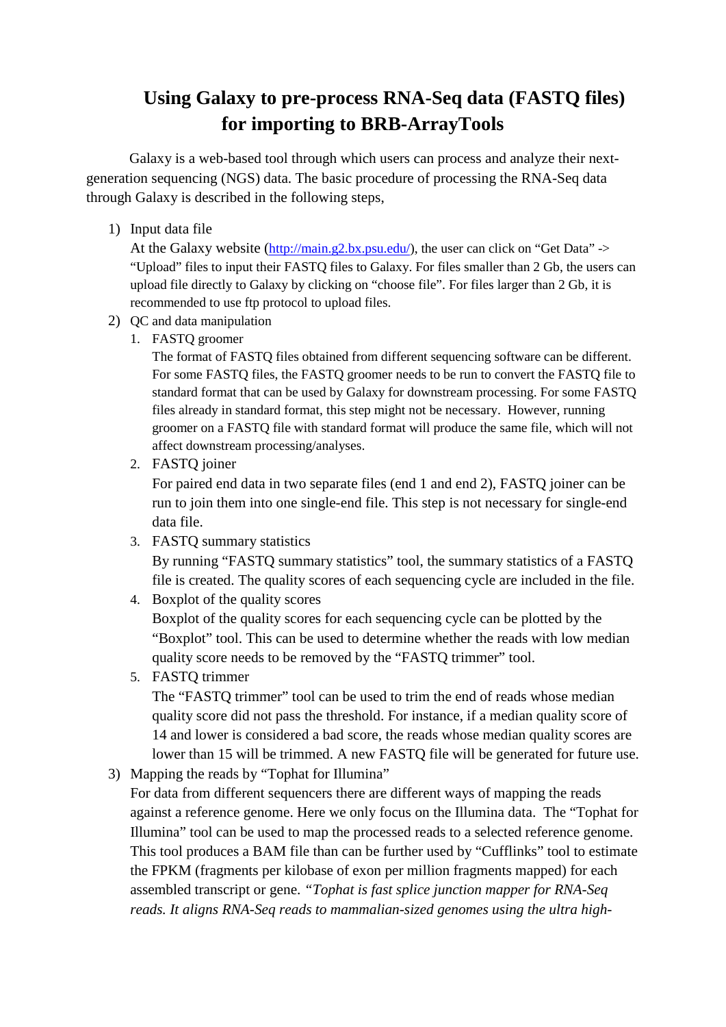# Using Galaxy to pre-process RNA-Seq data (FASTQ files) for importing to BRB-ArrayTools

Galaxy is a web-based tool through which users can process and analyze their next-generation sequencing (NGS) data. The basic procedure of processing the RNA-Seq data through Galaxy is described in the following steps,

1) Input data file
   At the Galaxy website (http://main.g2.bx.psu.edu/), the user can click on "Get Data" -> "Upload" files to input their FASTQ files to Galaxy. For files smaller than 2 Gb, the users can upload file directly to Galaxy by clicking on "choose file". For files larger than 2 Gb, it is recommended to use ftp protocol to upload files.
2) QC and data manipulation
   1. FASTQ groomer
      The format of FASTQ files obtained from different sequencing software can be different. For some FASTQ files, the FASTQ groomer needs to be run to convert the FASTQ file to standard format that can be used by Galaxy for downstream processing. For some FASTQ files already in standard format, this step might not be necessary. However, running groomer on a FASTQ file with standard format will produce the same file, which will not affect downstream processing/analyses.
   2. FASTQ joiner
      For paired end data in two separate files (end 1 and end 2), FASTQ joiner can be run to join them into one single-end file. This step is not necessary for single-end data file.
   3. FASTQ summary statistics
      By running "FASTQ summary statistics" tool, the summary statistics of a FASTQ file is created. The quality scores of each sequencing cycle are included in the file.
   4. Boxplot of the quality scores
      Boxplot of the quality scores for each sequencing cycle can be plotted by the "Boxplot" tool. This can be used to determine whether the reads with low median quality score needs to be removed by the "FASTQ trimmer" tool.
   5. FASTQ trimmer
      The "FASTQ trimmer" tool can be used to trim the end of reads whose median quality score did not pass the threshold. For instance, if a median quality score of 14 and lower is considered a bad score, the reads whose median quality scores are lower than 15 will be trimmed. A new FASTQ file will be generated for future use.
3) Mapping the reads by "Tophat for Illumina"
   For data from different sequencers there are different ways of mapping the reads against a reference genome. Here we only focus on the Illumina data. The "Tophat for Illumina" tool can be used to map the processed reads to a selected reference genome. This tool produces a BAM file than can be further used by "Cufflinks" tool to estimate the FPKM (fragments per kilobase of exon per million fragments mapped) for each assembled transcript or gene. *"Tophat is fast splice junction mapper for RNA-Seq reads. It aligns RNA-Seq reads to mammalian-sized genomes using the ultra high-*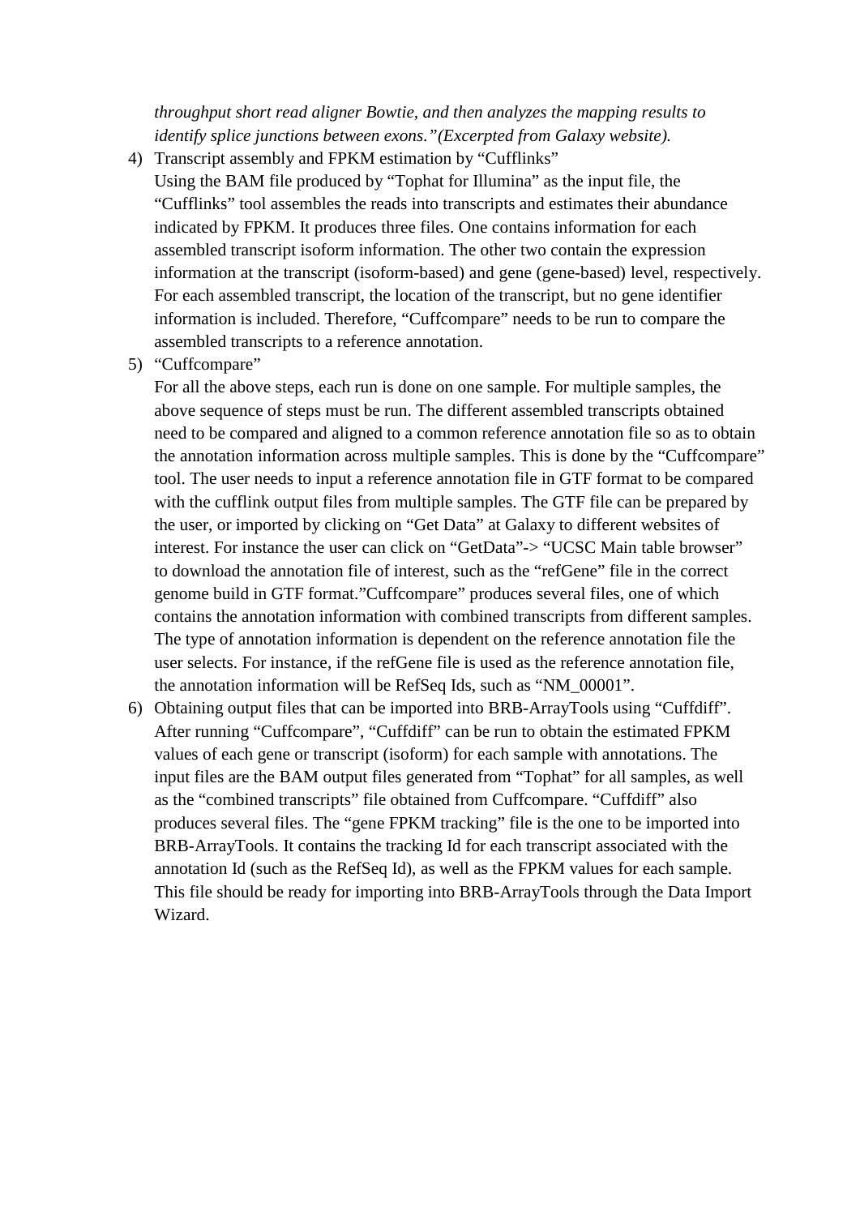*throughput short read aligner Bowtie, and then analyzes the mapping results to identify splice junctions between exons."(Excerpted from Galaxy website).*

4) Transcript assembly and FPKM estimation by "Cufflinks"
   Using the BAM file produced by "Tophat for Illumina" as the input file, the "Cufflinks" tool assembles the reads into transcripts and estimates their abundance indicated by FPKM. It produces three files. One contains information for each assembled transcript isoform information. The other two contain the expression information at the transcript (isoform-based) and gene (gene-based) level, respectively. For each assembled transcript, the location of the transcript, but no gene identifier information is included. Therefore, "Cuffcompare" needs to be run to compare the assembled transcripts to a reference annotation.
5) "Cuffcompare"
   For all the above steps, each run is done on one sample. For multiple samples, the above sequence of steps must be run. The different assembled transcripts obtained need to be compared and aligned to a common reference annotation file so as to obtain the annotation information across multiple samples. This is done by the "Cuffcompare" tool. The user needs to input a reference annotation file in GTF format to be compared with the cufflink output files from multiple samples. The GTF file can be prepared by the user, or imported by clicking on "Get Data" at Galaxy to different websites of interest. For instance the user can click on "GetData"-> "UCSC Main table browser" to download the annotation file of interest, such as the "refGene" file in the correct genome build in GTF format."Cuffcompare" produces several files, one of which contains the annotation information with combined transcripts from different samples. The type of annotation information is dependent on the reference annotation file the user selects. For instance, if the refGene file is used as the reference annotation file, the annotation information will be RefSeq Ids, such as "NM_00001".
6) Obtaining output files that can be imported into BRB-ArrayTools using "Cuffdiff".
   After running "Cuffcompare", "Cuffdiff" can be run to obtain the estimated FPKM values of each gene or transcript (isoform) for each sample with annotations. The input files are the BAM output files generated from "Tophat" for all samples, as well as the "combined transcripts" file obtained from Cuffcompare. "Cuffdiff" also produces several files. The "gene FPKM tracking" file is the one to be imported into BRB-ArrayTools. It contains the tracking Id for each transcript associated with the annotation Id (such as the RefSeq Id), as well as the FPKM values for each sample. This file should be ready for importing into BRB-ArrayTools through the Data Import Wizard.